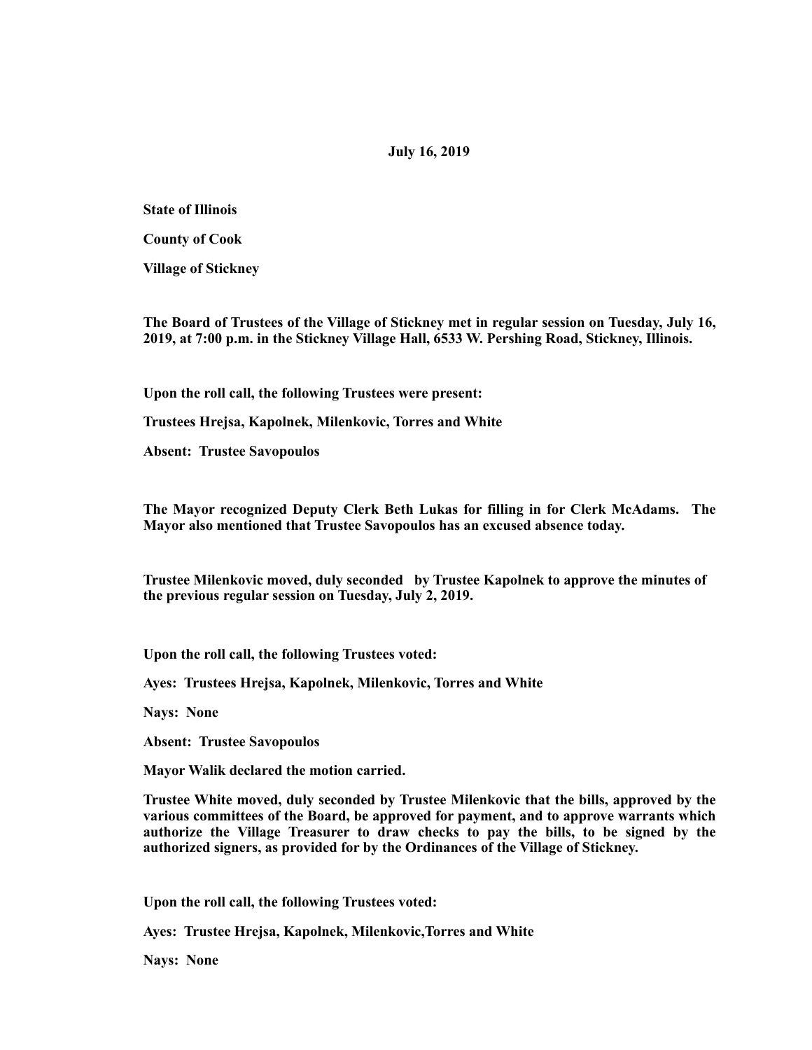**July 16, 2019**

**State of Illinois**

**County of Cook**

**Village of Stickney**

**The Board of Trustees of the Village of Stickney met in regular session on Tuesday, July 16, 2019, at 7:00 p.m. in the Stickney Village Hall, 6533 W. Pershing Road, Stickney, Illinois.**

**Upon the roll call, the following Trustees were present:**

**Trustees Hrejsa, Kapolnek, Milenkovic, Torres and White**

**Absent: Trustee Savopoulos**

**The Mayor recognized Deputy Clerk Beth Lukas for filling in for Clerk McAdams. The Mayor also mentioned that Trustee Savopoulos has an excused absence today.**

**Trustee Milenkovic moved, duly seconded by Trustee Kapolnek to approve the minutes of the previous regular session on Tuesday, July 2, 2019.**

**Upon the roll call, the following Trustees voted:**

**Ayes: Trustees Hrejsa, Kapolnek, Milenkovic, Torres and White**

**Nays: None**

**Absent: Trustee Savopoulos**

**Mayor Walik declared the motion carried.**

**Trustee White moved, duly seconded by Trustee Milenkovic that the bills, approved by the various committees of the Board, be approved for payment, and to approve warrants which authorize the Village Treasurer to draw checks to pay the bills, to be signed by the authorized signers, as provided for by the Ordinances of the Village of Stickney.**

**Upon the roll call, the following Trustees voted:**

**Ayes: Trustee Hrejsa, Kapolnek, Milenkovic,Torres and White**

**Nays: None**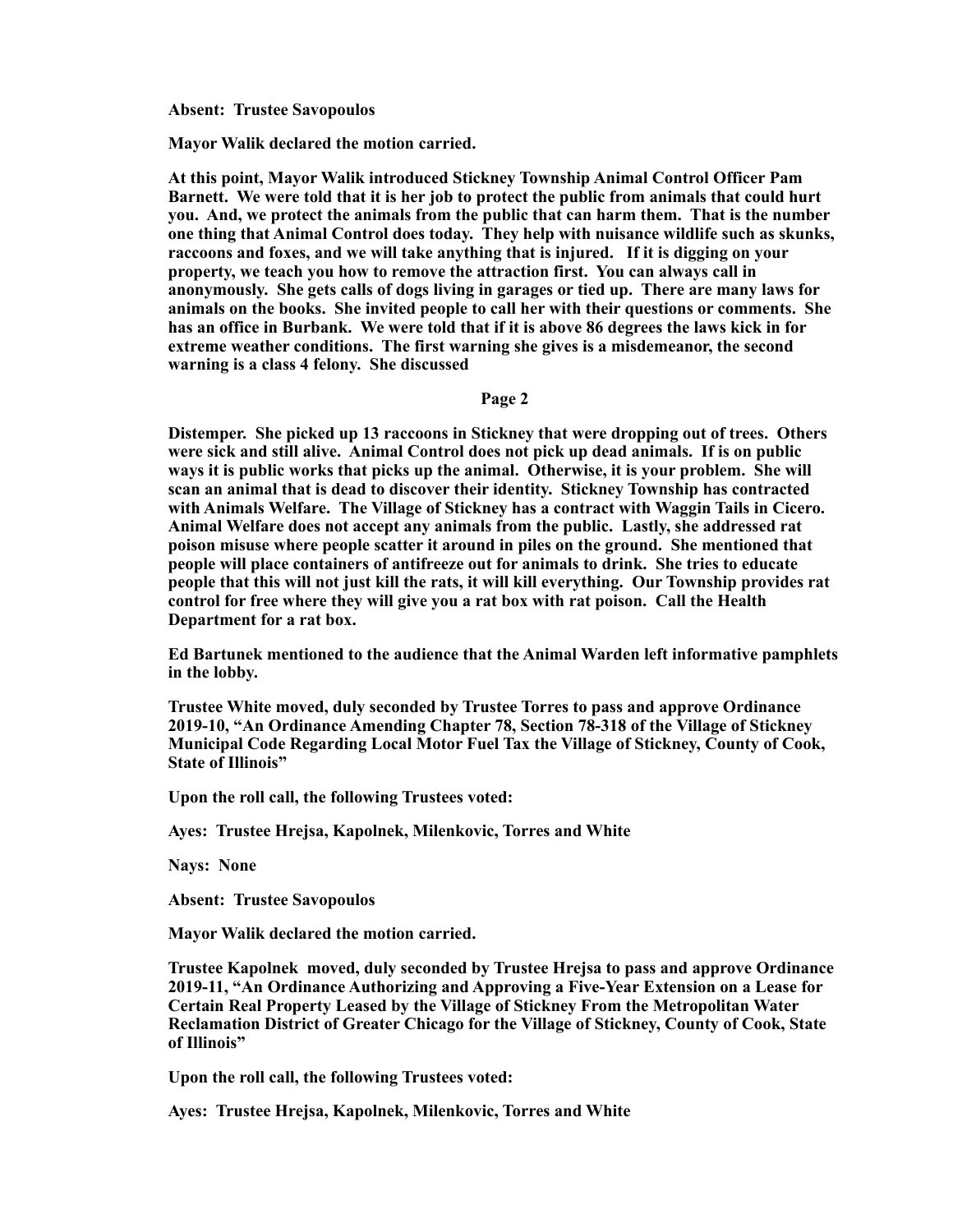**Absent: Trustee Savopoulos**

**Mayor Walik declared the motion carried.**

**At this point, Mayor Walik introduced Stickney Township Animal Control Officer Pam Barnett. We were told that it is her job to protect the public from animals that could hurt you. And, we protect the animals from the public that can harm them. That is the number one thing that Animal Control does today. They help with nuisance wildlife such as skunks, raccoons and foxes, and we will take anything that is injured. If it is digging on your property, we teach you how to remove the attraction first. You can always call in anonymously. She gets calls of dogs living in garages or tied up. There are many laws for animals on the books. She invited people to call her with their questions or comments. She has an office in Burbank. We were told that if it is above 86 degrees the laws kick in for extreme weather conditions. The first warning she gives is a misdemeanor, the second warning is a class 4 felony. She discussed**

**Distemper. She picked up 13 raccoons in Stickney that were dropping out of trees. Others were sick and still alive. Animal Control does not pick up dead animals. If is on public ways it is public works that picks up the animal. Otherwise, it is your problem. She will scan an animal that is dead to discover their identity. Stickney Township has contracted with Animals Welfare. The Village of Stickney has a contract with Waggin Tails in Cicero. Animal Welfare does not accept any animals from the public. Lastly, she addressed rat poison misuse where people scatter it around in piles on the ground. She mentioned that people will place containers of antifreeze out for animals to drink. She tries to educate people that this will not just kill the rats, it will kill everything. Our Township provides rat control for free where they will give you a rat box with rat poison. Call the Health Department for a rat box.**

**Ed Bartunek mentioned to the audience that the Animal Warden left informative pamphlets in the lobby.**

**Trustee White moved, duly seconded by Trustee Torres to pass and approve Ordinance 2019-10, "An Ordinance Amending Chapter 78, Section 78-318 of the Village of Stickney Municipal Code Regarding Local Motor Fuel Tax the Village of Stickney, County of Cook, State of Illinois"**

**Upon the roll call, the following Trustees voted:**

**Ayes: Trustee Hrejsa, Kapolnek, Milenkovic, Torres and White**

**Nays: None**

**Absent: Trustee Savopoulos**

**Mayor Walik declared the motion carried.**

**Trustee Kapolnek moved, duly seconded by Trustee Hrejsa to pass and approve Ordinance 2019-11, "An Ordinance Authorizing and Approving a Five-Year Extension on a Lease for Certain Real Property Leased by the Village of Stickney From the Metropolitan Water Reclamation District of Greater Chicago for the Village of Stickney, County of Cook, State of Illinois"**

**Upon the roll call, the following Trustees voted:**

**Ayes: Trustee Hrejsa, Kapolnek, Milenkovic, Torres and White**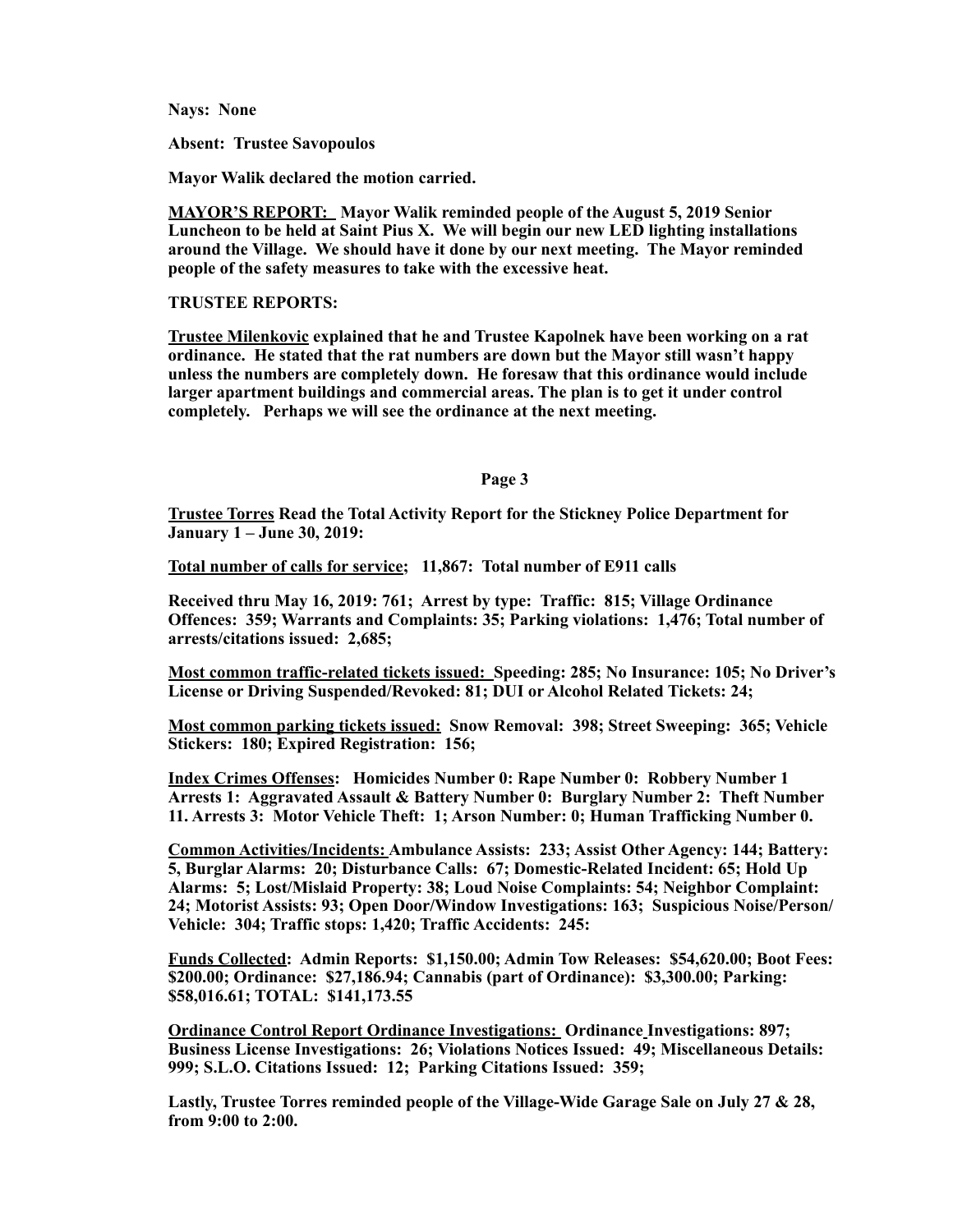**Nays: None**

**Absent: Trustee Savopoulos**

**Mayor Walik declared the motion carried.**

**MAYOR'S REPORT: Mayor Walik reminded people of the August 5, 2019 Senior Luncheon to be held at Saint Pius X. We will begin our new LED lighting installations around the Village. We should have it done by our next meeting. The Mayor reminded people of the safety measures to take with the excessive heat.**

**TRUSTEE REPORTS:**

**Trustee Milenkovic explained that he and Trustee Kapolnek have been working on a rat ordinance. He stated that the rat numbers are down but the Mayor still wasn't happy unless the numbers are completely down. He foresaw that this ordinance would include larger apartment buildings and commercial areas. The plan is to get it under control completely. Perhaps we will see the ordinance at the next meeting.**

**Page 3**

**Trustee Torres Read the Total Activity Report for the Stickney Police Department for January 1 – June 30, 2019:**

**Total number of calls for service; 11,867: Total number of E911 calls**

**Received thru May 16, 2019: 761; Arrest by type: Traffic: 815; Village Ordinance Offences: 359; Warrants and Complaints: 35; Parking violations: 1,476; Total number of arrests/citations issued: 2,685;**

**Most common traffic-related tickets issued: Speeding: 285; No Insurance: 105; No Driver's License or Driving Suspended/Revoked: 81; DUI or Alcohol Related Tickets: 24;**

**Most common parking tickets issued: Snow Removal: 398; Street Sweeping: 365; Vehicle Stickers: 180; Expired Registration: 156;**

**Index Crimes Offenses: Homicides Number 0: Rape Number 0: Robbery Number 1 Arrests 1: Aggravated Assault & Battery Number 0: Burglary Number 2: Theft Number 11. Arrests 3: Motor Vehicle Theft: 1; Arson Number: 0; Human Trafficking Number 0.**

**Common Activities/Incidents: Ambulance Assists: 233; Assist Other Agency: 144; Battery: 5, Burglar Alarms: 20; Disturbance Calls: 67; Domestic-Related Incident: 65; Hold Up Alarms: 5; Lost/Mislaid Property: 38; Loud Noise Complaints: 54; Neighbor Complaint: 24; Motorist Assists: 93; Open Door/Window Investigations: 163; Suspicious Noise/Person/ Vehicle: 304; Traffic stops: 1,420; Traffic Accidents: 245:**

**Funds Collected: Admin Reports: $1,150.00; Admin Tow Releases: $54,620.00; Boot Fees: $200.00; Ordinance: $27,186.94; Cannabis (part of Ordinance): $3,300.00; Parking: $58,016.61; TOTAL: $141,173.55**

**Ordinance Control Report Ordinance Investigations: Ordinance Investigations: 897; Business License Investigations: 26; Violations Notices Issued: 49; Miscellaneous Details: 999; S.L.O. Citations Issued: 12; Parking Citations Issued: 359;**

**Lastly, Trustee Torres reminded people of the Village-Wide Garage Sale on July 27 & 28, from 9:00 to 2:00.**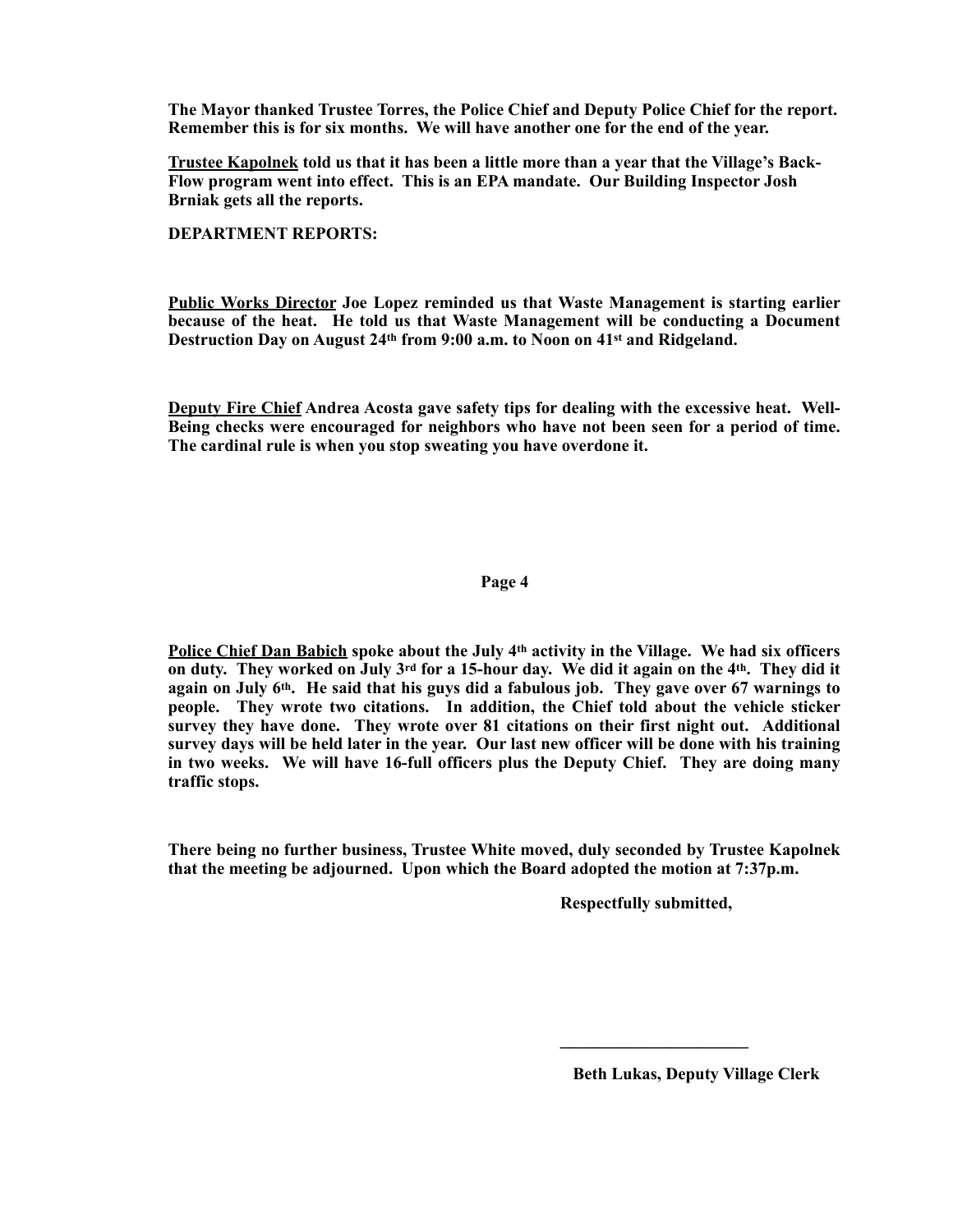**The Mayor thanked Trustee Torres, the Police Chief and Deputy Police Chief for the report. Remember this is for six months. We will have another one for the end of the year.**

**<u>Trustee Kapolnek</u> told us that it has been a little more than a year that the Village's Back-Flow program went into effect. This is an EPA mandate. Our Building Inspector Josh Brniak gets all the reports.**

**DEPARTMENT REPORTS:**

**<u>Public Works Director</u> Joe Lopez reminded us that Waste Management is starting earlier because of the heat. He told us that Waste Management will be conducting a Document Destruction Day on August 24th from 9:00 a.m. to Noon on 41st and Ridgeland.**

**<u>Deputy Fire Chief</u> Andrea Acosta gave safety tips for dealing with the excessive heat. Well-Being checks were encouraged for neighbors who have not been seen for a period of time. The cardinal rule is when you stop sweating you have overdone it.**

**<u>Police Chief Dan Babich</u> spoke about the July 4th activity in the Village. We had six officers on duty. They worked on July 3rd for a 15-hour day. We did it again on the 4th. They did it again on July 6th. He said that his guys did a fabulous job. They gave over 67 warnings to people. They wrote two citations. In addition, the Chief told about the vehicle sticker survey they have done. They wrote over 81 citations on their first night out. Additional survey days will be held later in the year. Our last new officer will be done with his training in two weeks. We will have 16-full officers plus the Deputy Chief. They are doing many traffic stops.**

**There being no further business, Trustee White moved, duly seconded by Trustee Kapolnek that the meeting be adjourned. Upon which the Board adopted the motion at 7:37p.m.**

**Respectfully submitted,**

**\_\_\_\_\_\_\_\_\_\_\_\_\_\_\_\_\_\_\_\_\_\_\_**

**Beth Lukas, Deputy Village Clerk**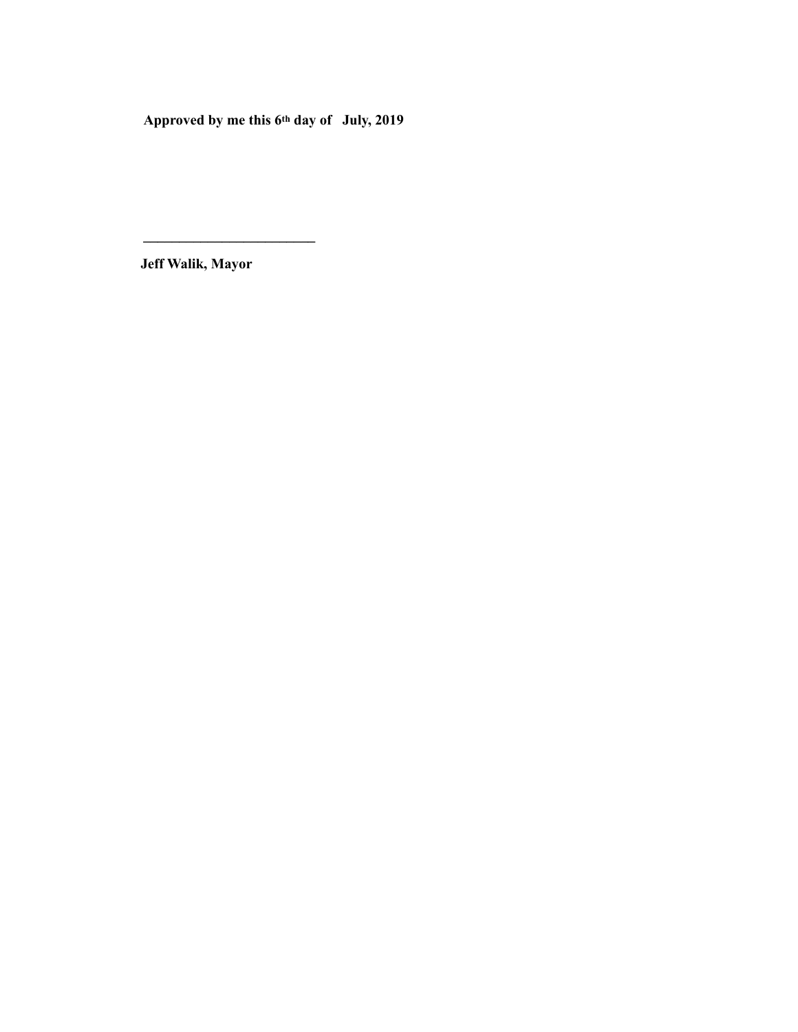**Approved by me this 6th day of July, 2019**

\_\_\_\_\_\_\_\_\_\_\_\_\_\_\_\_\_\_\_\_\_\_\_\_

**Jeff Walik, Mayor**